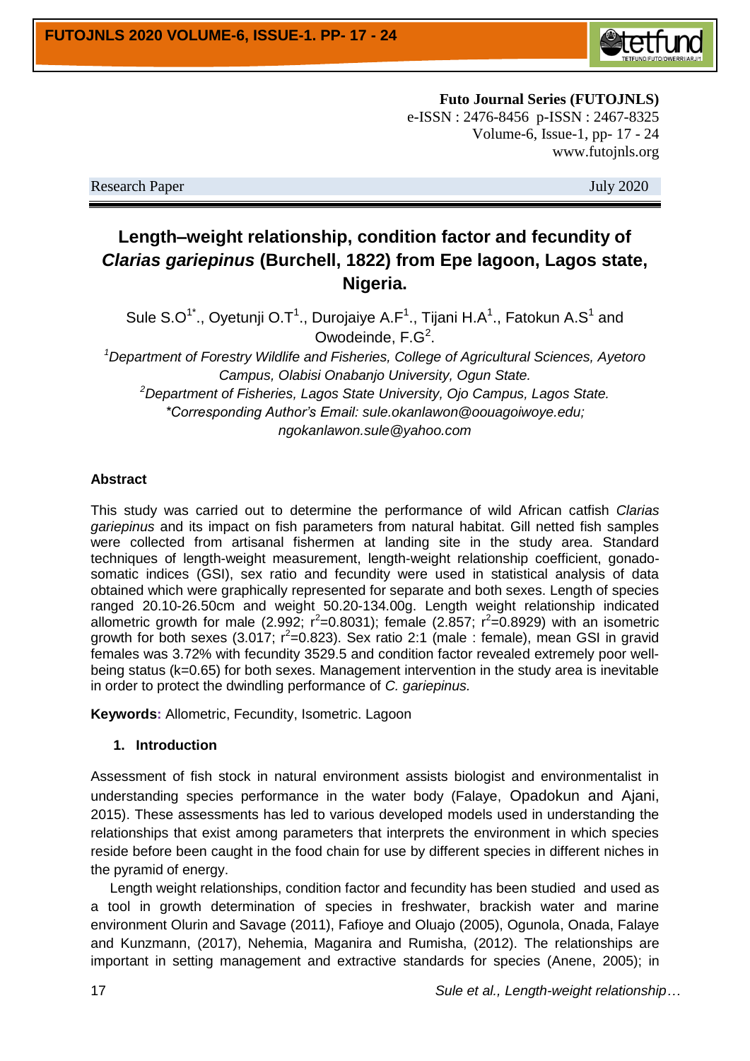Futo Journal Series (FUTOJNLS)
e-ISSN : 2476-8456 p-ISSN : 2467-8325
Volume-6, Issue-1, pp- 17 - 24
www.futojnls.org

Research Paper — July 2020

# Length–weight relationship, condition factor and fecundity of *Clarias gariepinus* (Burchell, 1822) from Epe lagoon, Lagos state, Nigeria.

Sule S.O[1*]., Oyetunji O.T[1]., Durojaiye A.F[1]., Tijani H.A[1]., Fatokun A.S[1] and Owodeinde, F.G[2].

[1]*Department of Forestry Wildlife and Fisheries, College of Agricultural Sciences, Ayetoro Campus, Olabisi Onabanjo University, Ogun State.*

[2]*Department of Fisheries, Lagos State University, Ojo Campus, Lagos State.*

*\*Corresponding Author's Email: sule.okanlawon@oouagoiwoye.edu; ngokanlawon.sule@yahoo.com*

**Abstract**

This study was carried out to determine the performance of wild African catfish *Clarias gariepinus* and its impact on fish parameters from natural habitat. Gill netted fish samples were collected from artisanal fishermen at landing site in the study area. Standard techniques of length-weight measurement, length-weight relationship coefficient, gonado-somatic indices (GSI), sex ratio and fecundity were used in statistical analysis of data obtained which were graphically represented for separate and both sexes. Length of species ranged 20.10-26.50cm and weight 50.20-134.00g. Length weight relationship indicated allometric growth for male (2.992; $r^2$=0.8031); female (2.857; $r^2$=0.8929) with an isometric growth for both sexes (3.017; $r^2$=0.823). Sex ratio 2:1 (male : female), mean GSI in gravid females was 3.72% with fecundity 3529.5 and condition factor revealed extremely poor well-being status (k=0.65) for both sexes. Management intervention in the study area is inevitable in order to protect the dwindling performance of *C. gariepinus.*

**Keywords:** Allometric, Fecundity, Isometric. Lagoon

## 1. Introduction

Assessment of fish stock in natural environment assists biologist and environmentalist in understanding species performance in the water body (Falaye, Opadokun and Ajani, 2015). These assessments has led to various developed models used in understanding the relationships that exist among parameters that interprets the environment in which species reside before been caught in the food chain for use by different species in different niches in the pyramid of energy.

Length weight relationships, condition factor and fecundity has been studied and used as a tool in growth determination of species in freshwater, brackish water and marine environment Olurin and Savage (2011), Fafioye and Oluajo (2005), Ogunola, Onada, Falaye and Kunzmann, (2017), Nehemia, Maganira and Rumisha, (2012). The relationships are important in setting management and extractive standards for species (Anene, 2005); in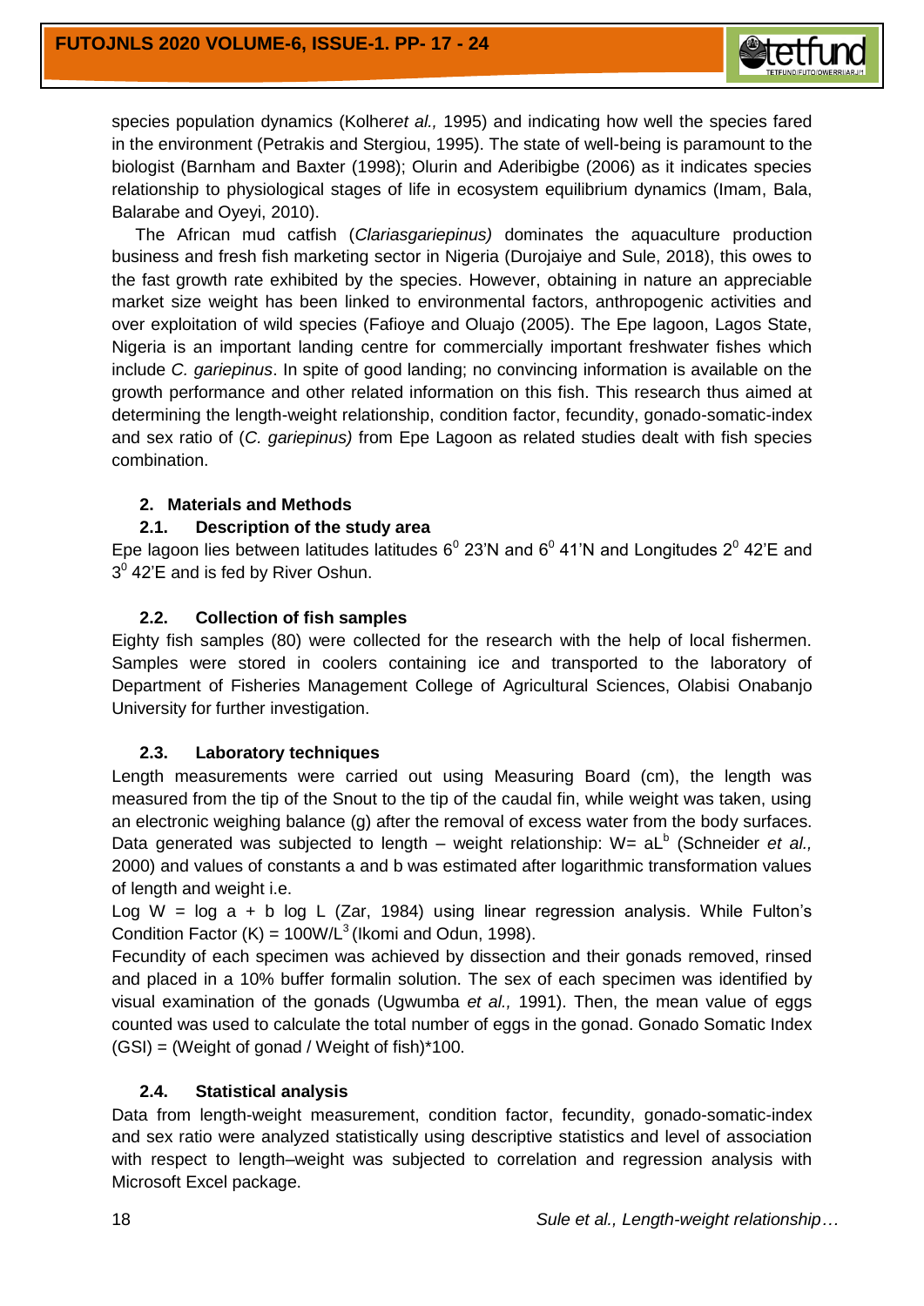species population dynamics (Kolher*et al.,* 1995) and indicating how well the species fared in the environment (Petrakis and Stergiou, 1995). The state of well-being is paramount to the biologist (Barnham and Baxter (1998); Olurin and Aderibigbe (2006) as it indicates species relationship to physiological stages of life in ecosystem equilibrium dynamics (Imam, Bala, Balarabe and Oyeyi, 2010).

The African mud catfish (*Clariasgariepinus)* dominates the aquaculture production business and fresh fish marketing sector in Nigeria (Durojaiye and Sule, 2018), this owes to the fast growth rate exhibited by the species. However, obtaining in nature an appreciable market size weight has been linked to environmental factors, anthropogenic activities and over exploitation of wild species (Fafioye and Oluajo (2005). The Epe lagoon, Lagos State, Nigeria is an important landing centre for commercially important freshwater fishes which include *C. gariepinus*. In spite of good landing; no convincing information is available on the growth performance and other related information on this fish. This research thus aimed at determining the length-weight relationship, condition factor, fecundity, gonado-somatic-index and sex ratio of (*C. gariepinus)* from Epe Lagoon as related studies dealt with fish species combination.

## 2. Materials and Methods

### 2.1. Description of the study area

Epe lagoon lies between latitudes latitudes $6^0$ 23'N and $6^0$ 41'N and Longitudes $2^0$ 42'E and $3^0$ 42'E and is fed by River Oshun.

### 2.2. Collection of fish samples

Eighty fish samples (80) were collected for the research with the help of local fishermen. Samples were stored in coolers containing ice and transported to the laboratory of Department of Fisheries Management College of Agricultural Sciences, Olabisi Onabanjo University for further investigation.

### 2.3. Laboratory techniques

Length measurements were carried out using Measuring Board (cm), the length was measured from the tip of the Snout to the tip of the caudal fin, while weight was taken, using an electronic weighing balance (g) after the removal of excess water from the body surfaces. Data generated was subjected to length – weight relationship: $W = aL^b$ (Schneider *et al.,* 2000) and values of constants a and b was estimated after logarithmic transformation values of length and weight i.e.

$\text{Log } W = \log a + b \log L$ (Zar, 1984) using linear regression analysis. While Fulton's Condition Factor $(K) = 100W/L^3$ (Ikomi and Odun, 1998).

Fecundity of each specimen was achieved by dissection and their gonads removed, rinsed and placed in a 10% buffer formalin solution. The sex of each specimen was identified by visual examination of the gonads (Ugwumba *et al.,* 1991). Then, the mean value of eggs counted was used to calculate the total number of eggs in the gonad. Gonado Somatic Index (GSI) = (Weight of gonad / Weight of fish)*100.

### 2.4. Statistical analysis

Data from length-weight measurement, condition factor, fecundity, gonado-somatic-index and sex ratio were analyzed statistically using descriptive statistics and level of association with respect to length–weight was subjected to correlation and regression analysis with Microsoft Excel package.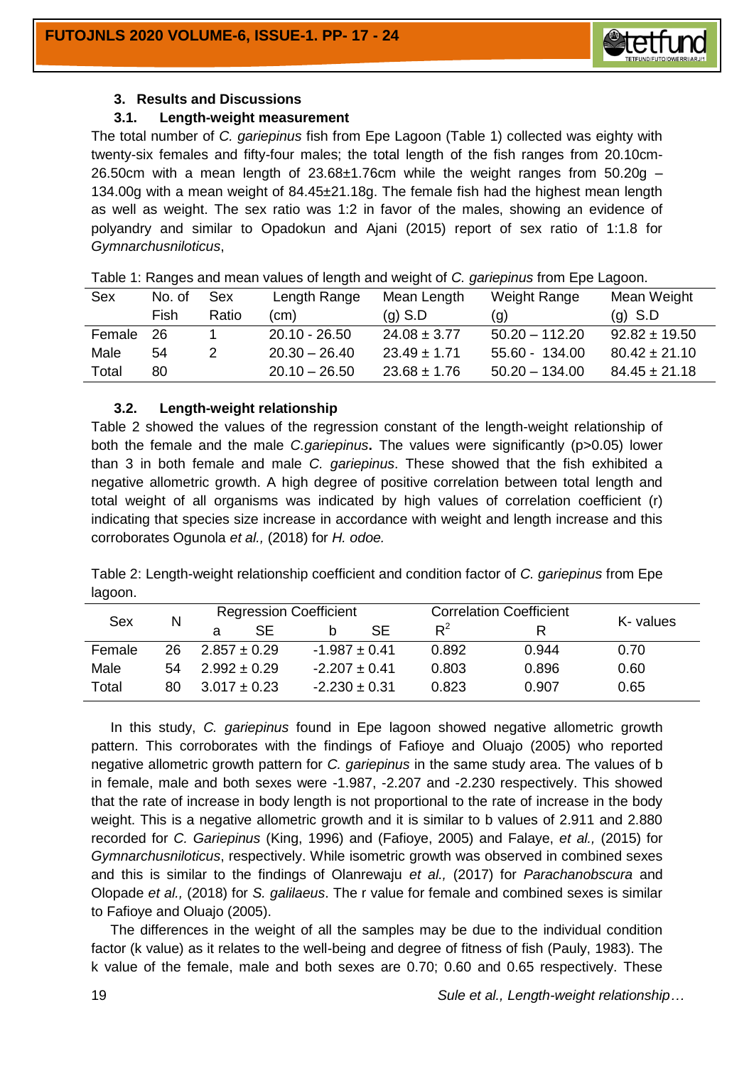## 3. Results and Discussions

### 3.1. Length-weight measurement

The total number of *C. gariepinus* fish from Epe Lagoon (Table 1) collected was eighty with twenty-six females and fifty-four males; the total length of the fish ranges from 20.10cm-26.50cm with a mean length of 23.68±1.76cm while the weight ranges from 50.20g – 134.00g with a mean weight of 84.45±21.18g. The female fish had the highest mean length as well as weight. The sex ratio was 1:2 in favor of the males, showing an evidence of polyandry and similar to Opadokun and Ajani (2015) report of sex ratio of 1:1.8 for *Gymnarchusniloticus*,

Table 1: Ranges and mean values of length and weight of *C. gariepinus* from Epe Lagoon.

| Sex | No. of Fish | Sex Ratio | Length Range (cm) | Mean Length (g) S.D | Weight Range (g) | Mean Weight (g) S.D |
|---|---|---|---|---|---|---|
| Female | 26 | 1 | 20.10 - 26.50 | 24.08 ± 3.77 | 50.20 – 112.20 | 92.82 ± 19.50 |
| Male | 54 | 2 | 20.30 – 26.40 | 23.49 ± 1.71 | 55.60 - 134.00 | 80.42 ± 21.10 |
| Total | 80 | | 20.10 – 26.50 | 23.68 ± 1.76 | 50.20 – 134.00 | 84.45 ± 21.18 |

### 3.2. Length-weight relationship

Table 2 showed the values of the regression constant of the length-weight relationship of both the female and the male *C.gariepinus*. The values were significantly (p>0.05) lower than 3 in both female and male *C. gariepinus*. These showed that the fish exhibited a negative allometric growth. A high degree of positive correlation between total length and total weight of all organisms was indicated by high values of correlation coefficient (r) indicating that species size increase in accordance with weight and length increase and this corroborates Ogunola *et al.,* (2018) for *H. odoe.*

Table 2: Length-weight relationship coefficient and condition factor of *C. gariepinus* from Epe lagoon.

| Sex | N | Regression Coefficient | | Correlation Coefficient | | K- values |
|---|---|---|---|---|---|---|
| | | a SE | b SE | $R^2$ | R | |
| Female | 26 | 2.857 ± 0.29 | -1.987 ± 0.41 | 0.892 | 0.944 | 0.70 |
| Male | 54 | 2.992 ± 0.29 | -2.207 ± 0.41 | 0.803 | 0.896 | 0.60 |
| Total | 80 | 3.017 ± 0.23 | -2.230 ± 0.31 | 0.823 | 0.907 | 0.65 |

In this study, *C. gariepinus* found in Epe lagoon showed negative allometric growth pattern. This corroborates with the findings of Fafioye and Oluajo (2005) who reported negative allometric growth pattern for *C. gariepinus* in the same study area. The values of b in female, male and both sexes were -1.987, -2.207 and -2.230 respectively. This showed that the rate of increase in body length is not proportional to the rate of increase in the body weight. This is a negative allometric growth and it is similar to b values of 2.911 and 2.880 recorded for *C. Gariepinus* (King, 1996) and (Fafioye, 2005) and Falaye, *et al.,* (2015) for *Gymnarchusniloticus*, respectively. While isometric growth was observed in combined sexes and this is similar to the findings of Olanrewaju *et al.,* (2017) for *Parachanobscura* and Olopade *et al.,* (2018) for *S. galilaeus*. The r value for female and combined sexes is similar to Fafioye and Oluajo (2005).

The differences in the weight of all the samples may be due to the individual condition factor (k value) as it relates to the well-being and degree of fitness of fish (Pauly, 1983). The k value of the female, male and both sexes are 0.70; 0.60 and 0.65 respectively. These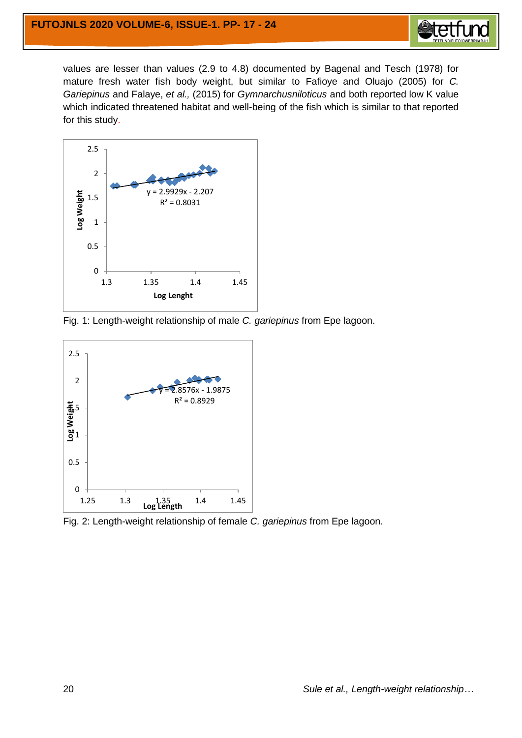values are lesser than values (2.9 to 4.8) documented by Bagenal and Tesch (1978) for mature fresh water fish body weight, but similar to Fafioye and Oluajo (2005) for *C. Gariepinus* and Falaye, *et al.,* (2015) for *Gymnarchusniloticus* and both reported low K value which indicated threatened habitat and well-being of the fish which is similar to that reported for this study.

Fig. 1: Length-weight relationship of male *C. gariepinus* from Epe lagoon.

Fig. 2: Length-weight relationship of female *C. gariepinus* from Epe lagoon.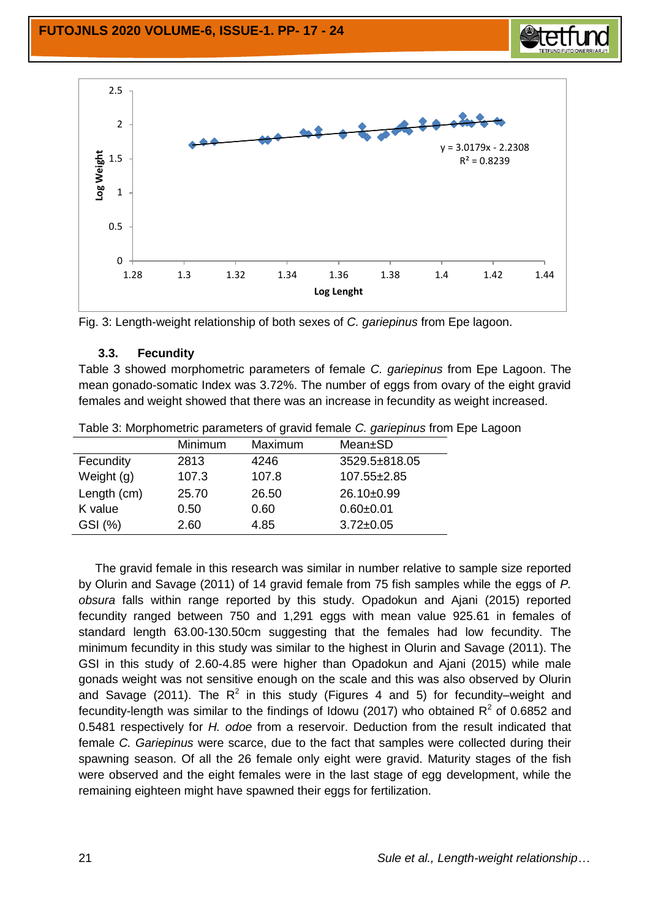Fig. 3: Length-weight relationship of both sexes of *C. gariepinus* from Epe lagoon.

### 3.3. Fecundity

Table 3 showed morphometric parameters of female *C. gariepinus* from Epe Lagoon. The mean gonado-somatic Index was 3.72%. The number of eggs from ovary of the eight gravid females and weight showed that there was an increase in fecundity as weight increased.

Table 3: Morphometric parameters of gravid female *C. gariepinus* from Epe Lagoon

| | Minimum | Maximum | Mean±SD |
|---|---|---|---|
| Fecundity | 2813 | 4246 | 3529.5±818.05 |
| Weight (g) | 107.3 | 107.8 | 107.55±2.85 |
| Length (cm) | 25.70 | 26.50 | 26.10±0.99 |
| K value | 0.50 | 0.60 | 0.60±0.01 |
| GSI (%) | 2.60 | 4.85 | 3.72±0.05 |

The gravid female in this research was similar in number relative to sample size reported by Olurin and Savage (2011) of 14 gravid female from 75 fish samples while the eggs of *P. obsura* falls within range reported by this study. Opadokun and Ajani (2015) reported fecundity ranged between 750 and 1,291 eggs with mean value 925.61 in females of standard length 63.00-130.50cm suggesting that the females had low fecundity. The minimum fecundity in this study was similar to the highest in Olurin and Savage (2011). The GSI in this study of 2.60-4.85 were higher than Opadokun and Ajani (2015) while male gonads weight was not sensitive enough on the scale and this was also observed by Olurin and Savage (2011). The $R^2$ in this study (Figures 4 and 5) for fecundity–weight and fecundity-length was similar to the findings of Idowu (2017) who obtained $R^2$ of 0.6852 and 0.5481 respectively for *H. odoe* from a reservoir. Deduction from the result indicated that female *C. Gariepinus* were scarce, due to the fact that samples were collected during their spawning season. Of all the 26 female only eight were gravid. Maturity stages of the fish were observed and the eight females were in the last stage of egg development, while the remaining eighteen might have spawned their eggs for fertilization.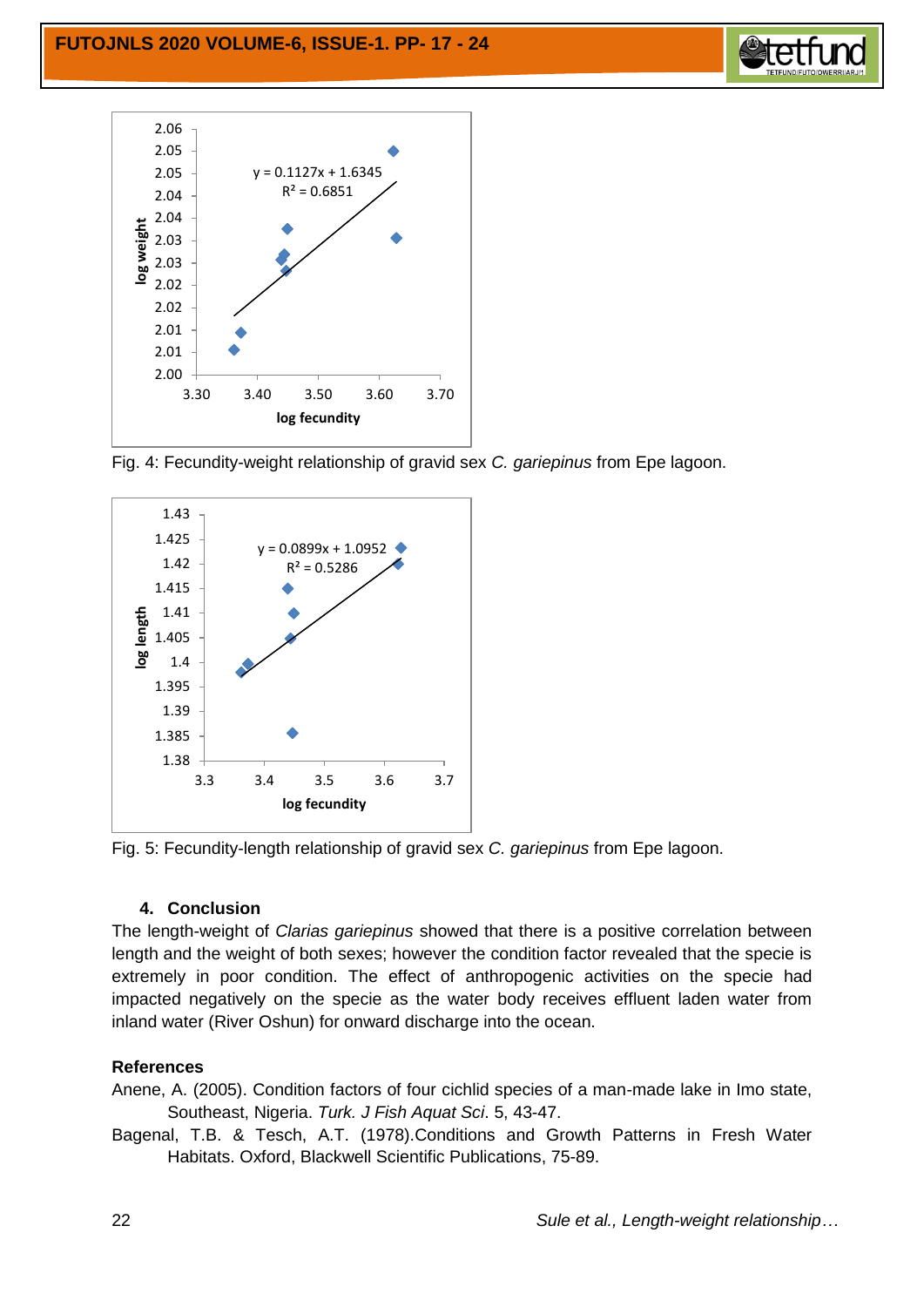Fig. 4: Fecundity-weight relationship of gravid sex *C. gariepinus* from Epe lagoon.

Fig. 5: Fecundity-length relationship of gravid sex *C. gariepinus* from Epe lagoon.

## 4. Conclusion

The length-weight of *Clarias gariepinus* showed that there is a positive correlation between length and the weight of both sexes; however the condition factor revealed that the specie is extremely in poor condition. The effect of anthropogenic activities on the specie had impacted negatively on the specie as the water body receives effluent laden water from inland water (River Oshun) for onward discharge into the ocean.

## References

Anene, A. (2005). Condition factors of four cichlid species of a man-made lake in Imo state, Southeast, Nigeria. *Turk. J Fish Aquat Sci*. 5, 43-47.

Bagenal, T.B. & Tesch, A.T. (1978).Conditions and Growth Patterns in Fresh Water Habitats. Oxford, Blackwell Scientific Publications, 75-89.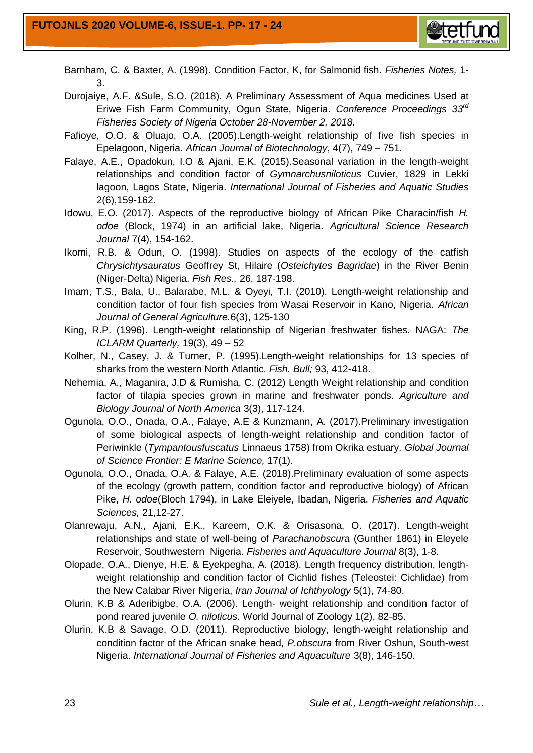Barnham, C. & Baxter, A. (1998). Condition Factor, K, for Salmonid fish. *Fisheries Notes,* 1-3.

Durojaiye, A.F. &Sule, S.O. (2018). A Preliminary Assessment of Aqua medicines Used at Eriwe Fish Farm Community, Ogun State, Nigeria. *Conference Proceedings 33rd Fisheries Society of Nigeria October 28-November 2, 2018.*

Fafioye, O.O. & Oluajo, O.A. (2005).Length-weight relationship of five fish species in Epelagoon, Nigeria. *African Journal of Biotechnology*, 4(7), 749 – 751.

Falaye, A.E., Opadokun, I.O & Ajani, E.K. (2015).Seasonal variation in the length-weight relationships and condition factor of *Gymnarchusniloticus* Cuvier, 1829 in Lekki lagoon, Lagos State, Nigeria. *International Journal of Fisheries and Aquatic Studies* 2(6),159-162.

Idowu, E.O. (2017). Aspects of the reproductive biology of African Pike Characin/fish *H. odoe* (Block, 1974) in an artificial lake, Nigeria. *Agricultural Science Research Journal* 7(4), 154-162.

Ikomi, R.B. & Odun, O. (1998). Studies on aspects of the ecology of the catfish *Chrysichtysauratus* Geoffrey St, Hilaire (*Osteichytes Bagridae*) in the River Benin (Niger-Delta) Nigeria. *Fish Res.,* 26, 187-198.

Imam, T.S., Bala, U., Balarabe, M.L. & Oyeyi, T.I. (2010). Length-weight relationship and condition factor of four fish species from Wasai Reservoir in Kano, Nigeria. *African Journal of General Agriculture.*6(3), 125-130

King, R.P. (1996). Length-weight relationship of Nigerian freshwater fishes. NAGA: *The ICLARM Quarterly,* 19(3), 49 – 52

Kolher, N., Casey, J. & Turner, P. (1995).Length-weight relationships for 13 species of sharks from the western North Atlantic. *Fish. Bull;* 93, 412-418.

Nehemia, A., Maganira, J.D & Rumisha, C. (2012) Length Weight relationship and condition factor of tilapia species grown in marine and freshwater ponds. *Agriculture and Biology Journal of North America* 3(3), 117-124.

Ogunola, O.O., Onada, O.A., Falaye, A.E & Kunzmann, A. (2017).Preliminary investigation of some biological aspects of length-weight relationship and condition factor of Periwinkle (*Tympantousfuscatus* Linnaeus 1758) from Okrika estuary. *Global Journal of Science Frontier: E Marine Science,* 17(1).

Ogunola, O.O., Onada, O.A. & Falaye, A.E. (2018).Preliminary evaluation of some aspects of the ecology (growth pattern, condition factor and reproductive biology) of African Pike, *H. odoe*(Bloch 1794), in Lake Eleiyele, Ibadan, Nigeria. *Fisheries and Aquatic Sciences,* 21,12-27.

Olanrewaju, A.N., Ajani, E.K., Kareem, O.K. & Orisasona, O. (2017). Length-weight relationships and state of well-being of *Parachanobscura* (Gunther 1861) in Eleyele Reservoir, Southwestern Nigeria. *Fisheries and Aquaculture Journal* 8(3), 1-8.

Olopade, O.A., Dienye, H.E. & Eyekpegha, A. (2018). Length frequency distribution, length-weight relationship and condition factor of Cichlid fishes (Teleostei: Cichlidae) from the New Calabar River Nigeria, *Iran Journal of Ichthyology* 5(1), 74-80.

Olurin, K.B & Aderibigbe, O.A. (2006). Length- weight relationship and condition factor of pond reared juvenile *O. niloticus*. World Journal of Zoology 1(2), 82-85.

Olurin, K.B & Savage, O.D. (2011). Reproductive biology, length-weight relationship and condition factor of the African snake head, *P.obscura* from River Oshun, South-west Nigeria. *International Journal of Fisheries and Aquaculture* 3(8), 146-150.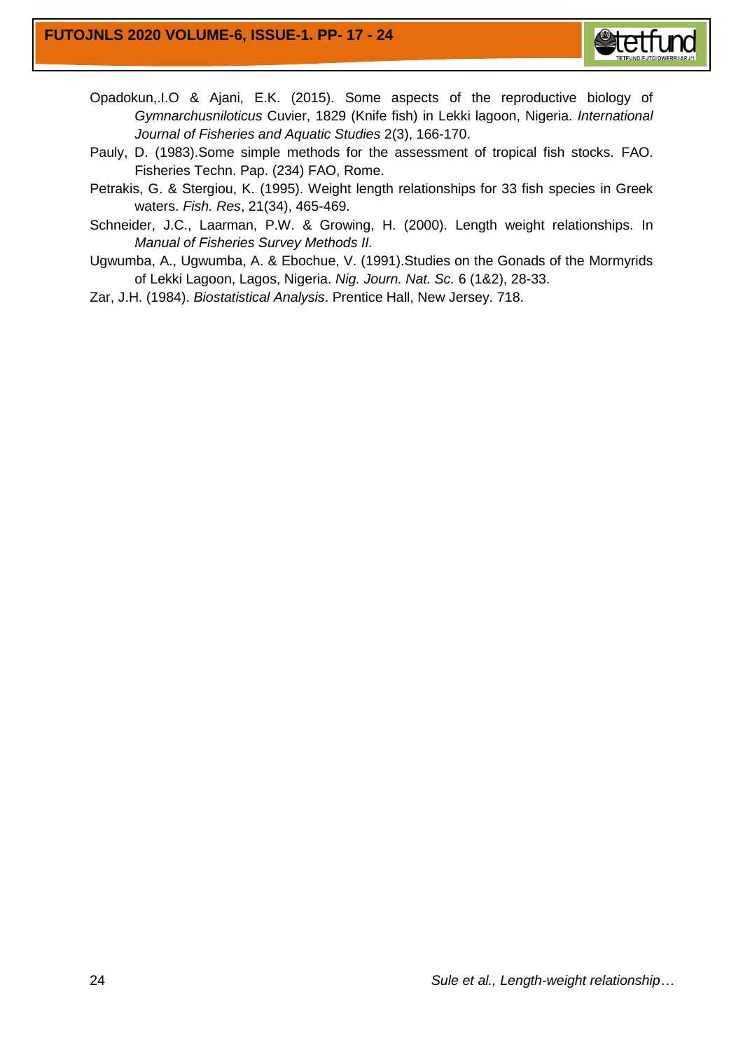Opadokun,.I.O & Ajani, E.K. (2015). Some aspects of the reproductive biology of *Gymnarchusniloticus* Cuvier, 1829 (Knife fish) in Lekki lagoon, Nigeria. *International Journal of Fisheries and Aquatic Studies* 2(3), 166-170.

Pauly, D. (1983).Some simple methods for the assessment of tropical fish stocks. FAO. Fisheries Techn. Pap. (234) FAO, Rome.

Petrakis, G. & Stergiou, K. (1995). Weight length relationships for 33 fish species in Greek waters. *Fish. Res*, 21(34), 465-469.

Schneider, J.C., Laarman, P.W. & Growing, H. (2000). Length weight relationships. In *Manual of Fisheries Survey Methods II.*

Ugwumba, A., Ugwumba, A. & Ebochue, V. (1991).Studies on the Gonads of the Mormyrids of Lekki Lagoon, Lagos, Nigeria. *Nig. Journ. Nat. Sc.* 6 (1&2), 28-33.

Zar, J.H. (1984). *Biostatistical Analysis*. Prentice Hall, New Jersey. 718.